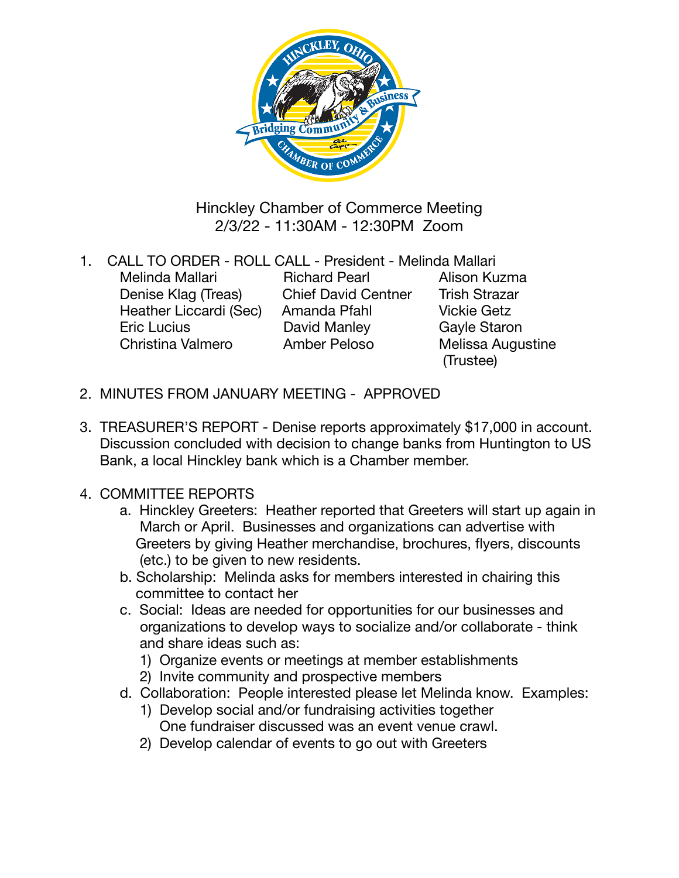# Hinckley Chamber of Commerce Meeting
2/3/22 - 11:30AM - 12:30PM Zoom

1. CALL TO ORDER - ROLL CALL - President - Melinda Mallari

| | | |
|---|---|---|
| Melinda Mallari | Richard Pearl | Alison Kuzma |
| Denise Klag (Treas) | Chief David Centner | Trish Strazar |
| Heather Liccardi (Sec) | Amanda Pfahl | Vickie Getz |
| Eric Lucius | David Manley | Gayle Staron |
| Christina Valmero | Amber Peloso | Melissa Augustine (Trustee) |

2. MINUTES FROM JANUARY MEETING - APPROVED

3. TREASURER'S REPORT - Denise reports approximately $17,000 in account. Discussion concluded with decision to change banks from Huntington to US Bank, a local Hinckley bank which is a Chamber member.

4. COMMITTEE REPORTS
   a. Hinckley Greeters: Heather reported that Greeters will start up again in March or April. Businesses and organizations can advertise with Greeters by giving Heather merchandise, brochures, flyers, discounts (etc.) to be given to new residents.
   b. Scholarship: Melinda asks for members interested in chairing this committee to contact her
   c. Social: Ideas are needed for opportunities for our businesses and organizations to develop ways to socialize and/or collaborate - think and share ideas such as:
      1) Organize events or meetings at member establishments
      2) Invite community and prospective members
   d. Collaboration: People interested please let Melinda know. Examples:
      1) Develop social and/or fundraising activities together
         One fundraiser discussed was an event venue crawl.
      2) Develop calendar of events to go out with Greeters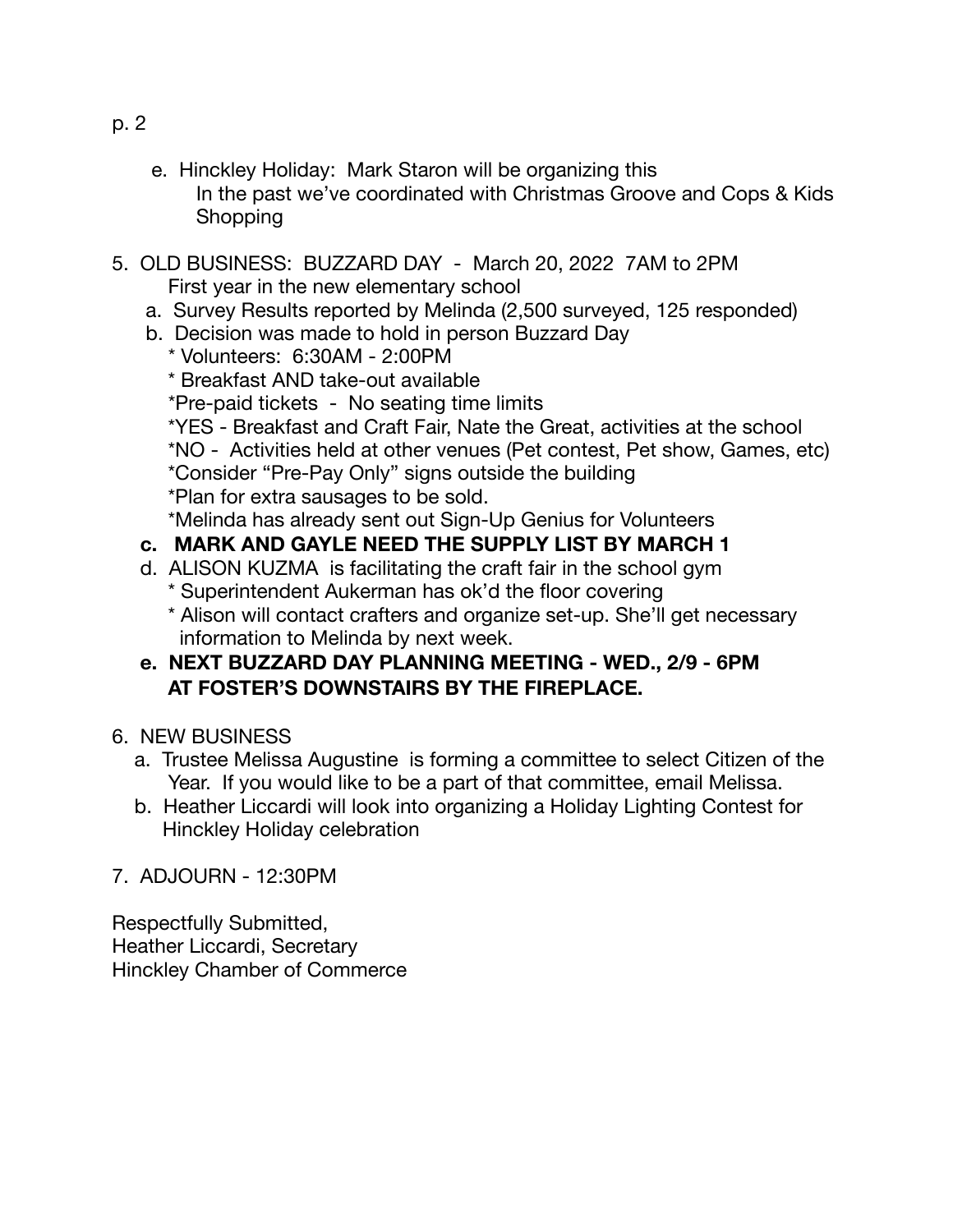e. Hinckley Holiday: Mark Staron will be organizing this
   In the past we've coordinated with Christmas Groove and Cops & Kids Shopping

5. OLD BUSINESS: BUZZARD DAY - March 20, 2022 7AM to 2PM
   First year in the new elementary school
   a. Survey Results reported by Melinda (2,500 surveyed, 125 responded)
   b. Decision was made to hold in person Buzzard Day
      * Volunteers: 6:30AM - 2:00PM
      * Breakfast AND take-out available
      *Pre-paid tickets - No seating time limits
      *YES - Breakfast and Craft Fair, Nate the Great, activities at the school
      *NO - Activities held at other venues (Pet contest, Pet show, Games, etc)
      *Consider "Pre-Pay Only" signs outside the building
      *Plan for extra sausages to be sold.
      *Melinda has already sent out Sign-Up Genius for Volunteers
   **c. MARK AND GAYLE NEED THE SUPPLY LIST BY MARCH 1**
   d. ALISON KUZMA is facilitating the craft fair in the school gym
      * Superintendent Aukerman has ok'd the floor covering
      * Alison will contact crafters and organize set-up. She'll get necessary information to Melinda by next week.
   **e. NEXT BUZZARD DAY PLANNING MEETING - WED., 2/9 - 6PM AT FOSTER'S DOWNSTAIRS BY THE FIREPLACE.**

6. NEW BUSINESS
   a. Trustee Melissa Augustine is forming a committee to select Citizen of the Year. If you would like to be a part of that committee, email Melissa.
   b. Heather Liccardi will look into organizing a Holiday Lighting Contest for Hinckley Holiday celebration

7. ADJOURN - 12:30PM

Respectfully Submitted,
Heather Liccardi, Secretary
Hinckley Chamber of Commerce